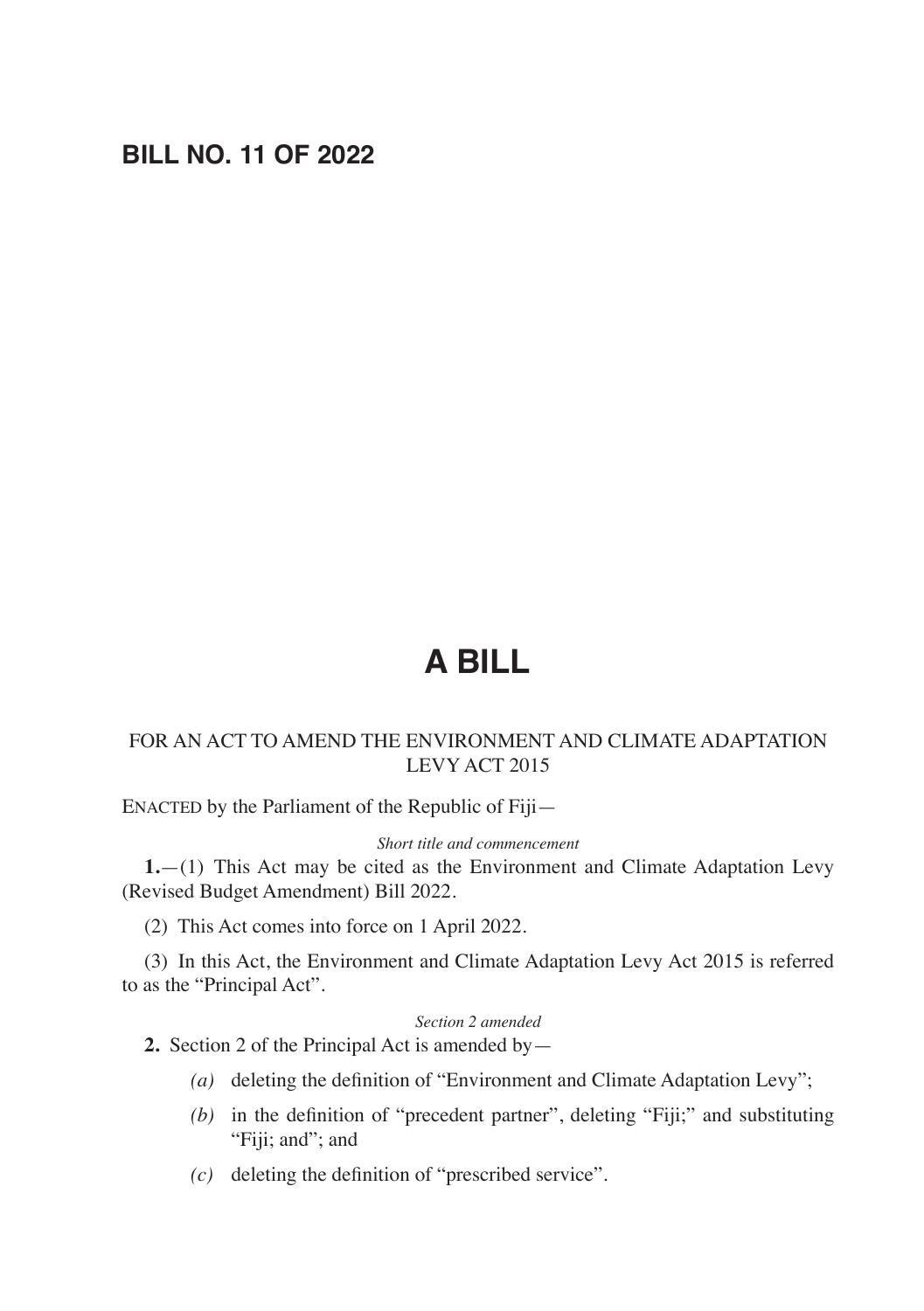# BILL NO. 11 OF 2022

# A BILL

FOR AN ACT TO AMEND THE ENVIRONMENT AND CLIMATE ADAPTATION LEVY ACT 2015

ENACTED by the Parliament of the Republic of Fiji—

*Short title and commencement*

**1.**—(1) This Act may be cited as the Environment and Climate Adaptation Levy (Revised Budget Amendment) Bill 2022.

(2) This Act comes into force on 1 April 2022.

(3) In this Act, the Environment and Climate Adaptation Levy Act 2015 is referred to as the "Principal Act".

*Section 2 amended*

**2.** Section 2 of the Principal Act is amended by—

*(a)* deleting the definition of "Environment and Climate Adaptation Levy";

*(b)* in the definition of "precedent partner", deleting "Fiji;" and substituting "Fiji; and"; and

*(c)* deleting the definition of "prescribed service".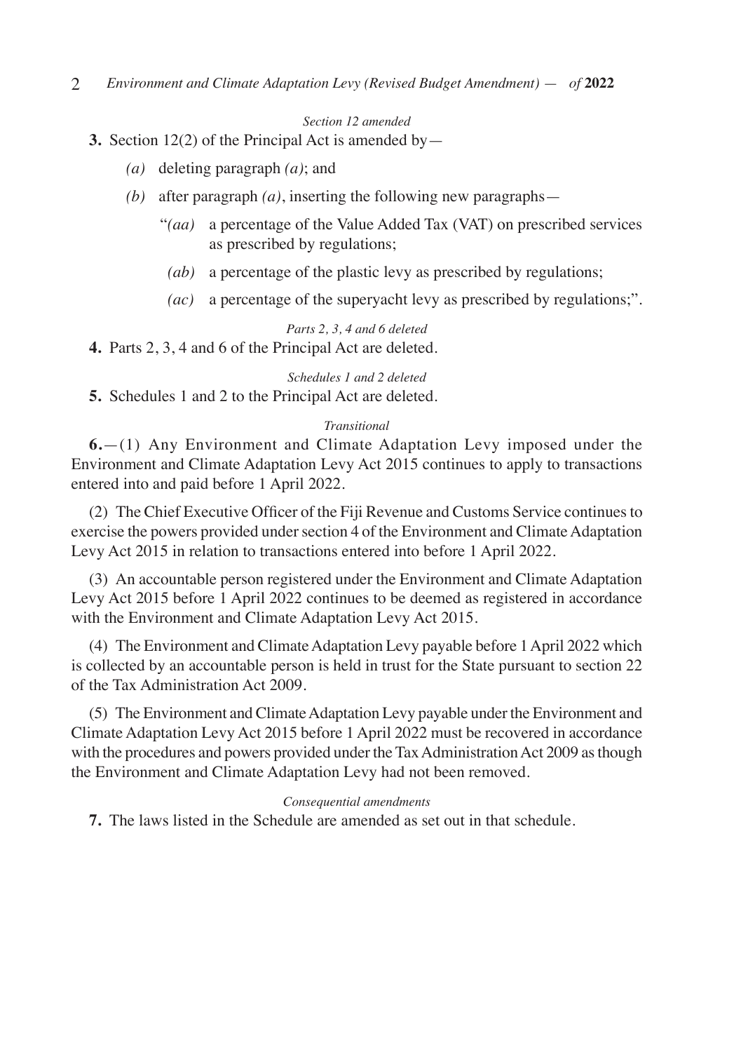*Section 12 amended*

**3.** Section 12(2) of the Principal Act is amended by—

*(a)* deleting paragraph *(a)*; and

*(b)* after paragraph *(a)*, inserting the following new paragraphs—

"*(aa)* a percentage of the Value Added Tax (VAT) on prescribed services as prescribed by regulations;

*(ab)* a percentage of the plastic levy as prescribed by regulations;

*(ac)* a percentage of the superyacht levy as prescribed by regulations;".

*Parts 2, 3, 4 and 6 deleted*

**4.** Parts 2, 3, 4 and 6 of the Principal Act are deleted.

*Schedules 1 and 2 deleted*

**5.** Schedules 1 and 2 to the Principal Act are deleted.

*Transitional*

**6.**—(1) Any Environment and Climate Adaptation Levy imposed under the Environment and Climate Adaptation Levy Act 2015 continues to apply to transactions entered into and paid before 1 April 2022.

(2) The Chief Executive Officer of the Fiji Revenue and Customs Service continues to exercise the powers provided under section 4 of the Environment and Climate Adaptation Levy Act 2015 in relation to transactions entered into before 1 April 2022.

(3) An accountable person registered under the Environment and Climate Adaptation Levy Act 2015 before 1 April 2022 continues to be deemed as registered in accordance with the Environment and Climate Adaptation Levy Act 2015.

(4) The Environment and Climate Adaptation Levy payable before 1 April 2022 which is collected by an accountable person is held in trust for the State pursuant to section 22 of the Tax Administration Act 2009.

(5) The Environment and Climate Adaptation Levy payable under the Environment and Climate Adaptation Levy Act 2015 before 1 April 2022 must be recovered in accordance with the procedures and powers provided under the Tax Administration Act 2009 as though the Environment and Climate Adaptation Levy had not been removed.

*Consequential amendments*

**7.** The laws listed in the Schedule are amended as set out in that schedule.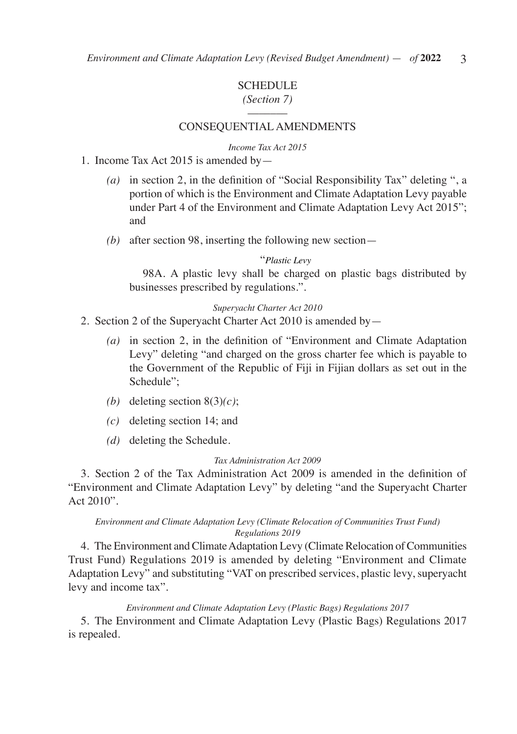## SCHEDULE

*(Section 7)*

## CONSEQUENTIAL AMENDMENTS

*Income Tax Act 2015*

1. Income Tax Act 2015 is amended by—

   *(a)* in section 2, in the definition of "Social Responsibility Tax" deleting ", a portion of which is the Environment and Climate Adaptation Levy payable under Part 4 of the Environment and Climate Adaptation Levy Act 2015"; and

   *(b)* after section 98, inserting the following new section—

   "*Plastic Levy*

   98A. A plastic levy shall be charged on plastic bags distributed by businesses prescribed by regulations.".

*Superyacht Charter Act 2010*

2. Section 2 of the Superyacht Charter Act 2010 is amended by—

   *(a)* in section 2, in the definition of "Environment and Climate Adaptation Levy" deleting "and charged on the gross charter fee which is payable to the Government of the Republic of Fiji in Fijian dollars as set out in the Schedule";

   *(b)* deleting section 8(3)*(c)*;

   *(c)* deleting section 14; and

   *(d)* deleting the Schedule.

*Tax Administration Act 2009*

3. Section 2 of the Tax Administration Act 2009 is amended in the definition of "Environment and Climate Adaptation Levy" by deleting "and the Superyacht Charter Act 2010".

*Environment and Climate Adaptation Levy (Climate Relocation of Communities Trust Fund) Regulations 2019*

4. The Environment and Climate Adaptation Levy (Climate Relocation of Communities Trust Fund) Regulations 2019 is amended by deleting "Environment and Climate Adaptation Levy" and substituting "VAT on prescribed services, plastic levy, superyacht levy and income tax".

*Environment and Climate Adaptation Levy (Plastic Bags) Regulations 2017*

5. The Environment and Climate Adaptation Levy (Plastic Bags) Regulations 2017 is repealed.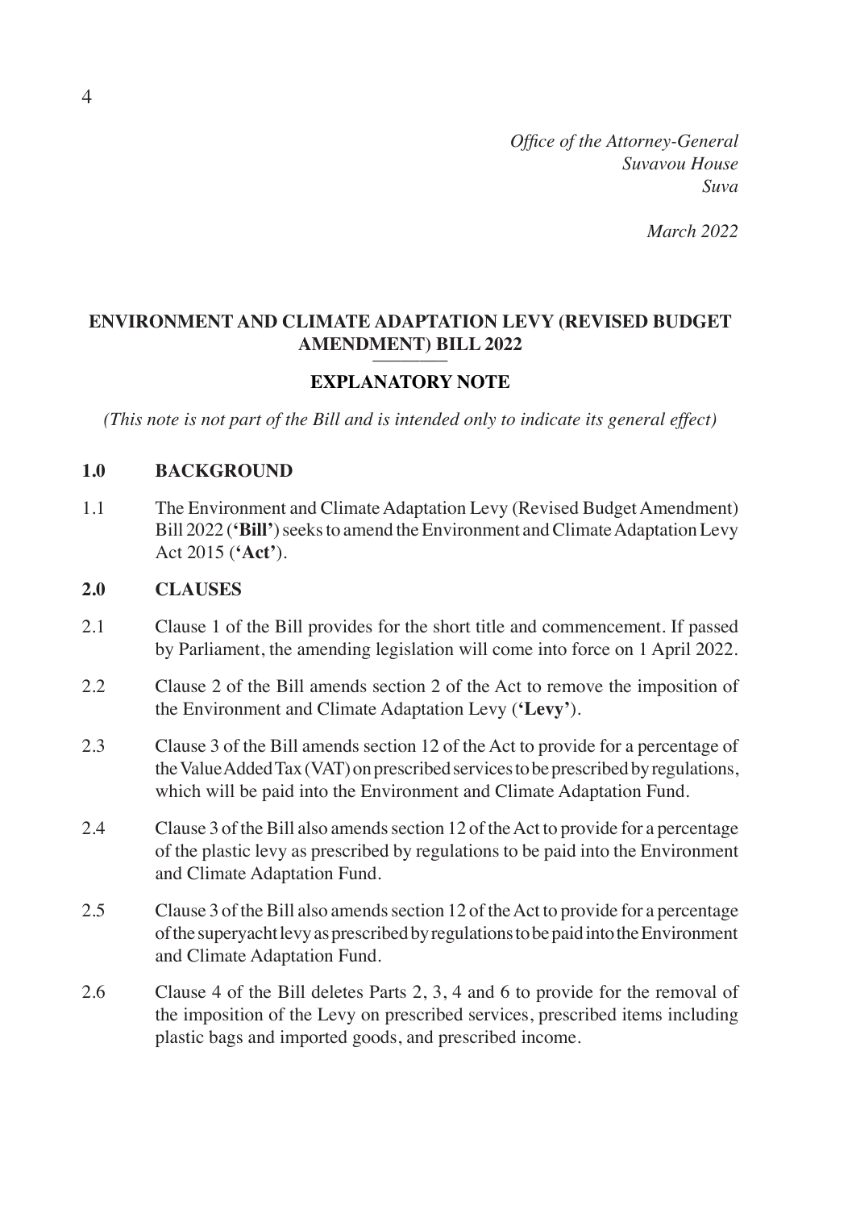*Office of the Attorney-General*
*Suvavou House*
*Suva*

*March 2022*

## ENVIRONMENT AND CLIMATE ADAPTATION LEVY (REVISED BUDGET AMENDMENT) BILL 2022

## EXPLANATORY NOTE

*(This note is not part of the Bill and is intended only to indicate its general effect)*

### 1.0 BACKGROUND

1.1 The Environment and Climate Adaptation Levy (Revised Budget Amendment) Bill 2022 (**'Bill'**) seeks to amend the Environment and Climate Adaptation Levy Act 2015 (**'Act'**).

### 2.0 CLAUSES

2.1 Clause 1 of the Bill provides for the short title and commencement. If passed by Parliament, the amending legislation will come into force on 1 April 2022.

2.2 Clause 2 of the Bill amends section 2 of the Act to remove the imposition of the Environment and Climate Adaptation Levy (**'Levy'**).

2.3 Clause 3 of the Bill amends section 12 of the Act to provide for a percentage of the Value Added Tax (VAT) on prescribed services to be prescribed by regulations, which will be paid into the Environment and Climate Adaptation Fund.

2.4 Clause 3 of the Bill also amends section 12 of the Act to provide for a percentage of the plastic levy as prescribed by regulations to be paid into the Environment and Climate Adaptation Fund.

2.5 Clause 3 of the Bill also amends section 12 of the Act to provide for a percentage of the superyacht levy as prescribed by regulations to be paid into the Environment and Climate Adaptation Fund.

2.6 Clause 4 of the Bill deletes Parts 2, 3, 4 and 6 to provide for the removal of the imposition of the Levy on prescribed services, prescribed items including plastic bags and imported goods, and prescribed income.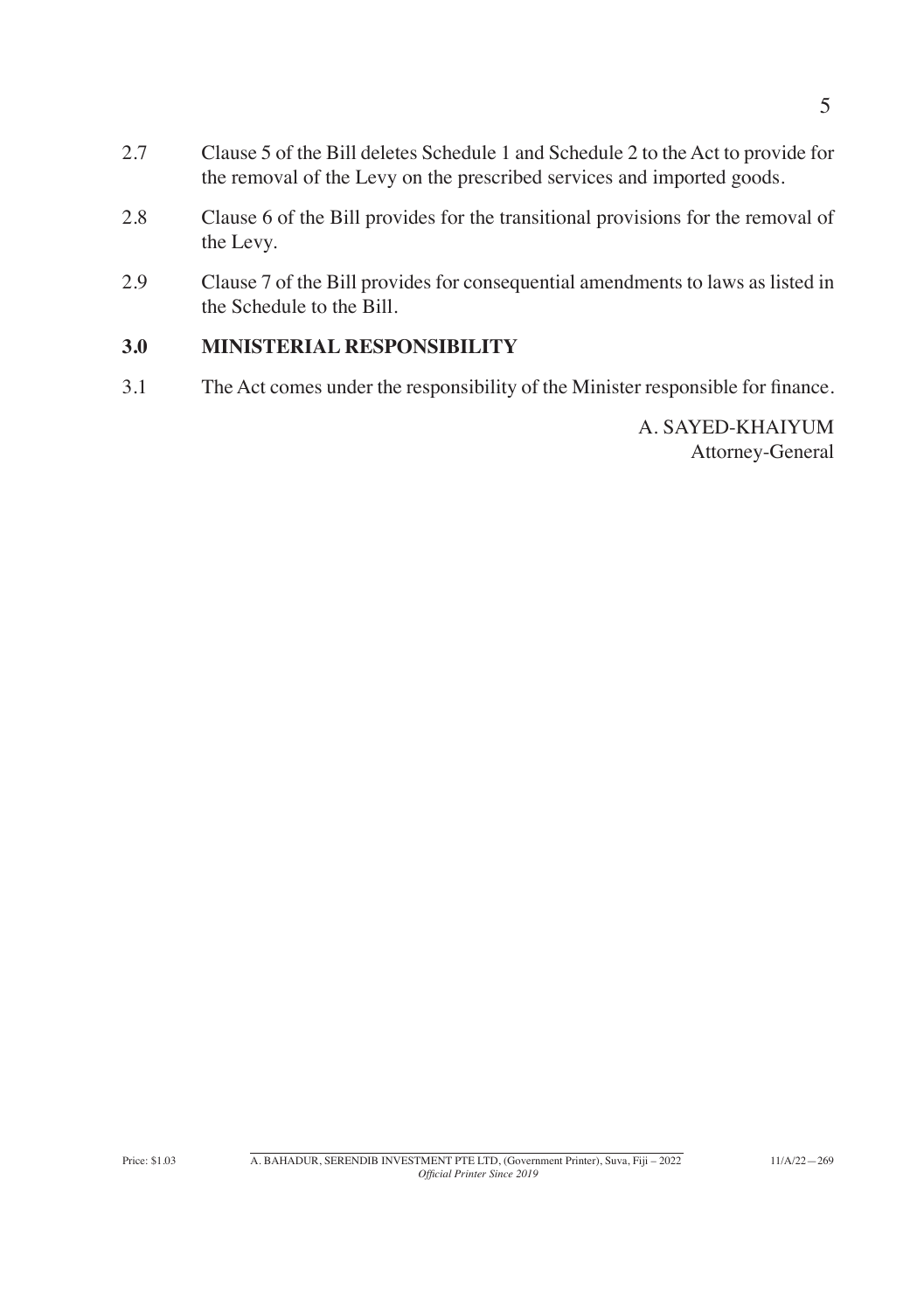2.7 Clause 5 of the Bill deletes Schedule 1 and Schedule 2 to the Act to provide for the removal of the Levy on the prescribed services and imported goods.

2.8 Clause 6 of the Bill provides for the transitional provisions for the removal of the Levy.

2.9 Clause 7 of the Bill provides for consequential amendments to laws as listed in the Schedule to the Bill.

## 3.0 MINISTERIAL RESPONSIBILITY

3.1 The Act comes under the responsibility of the Minister responsible for finance.

A. SAYED-KHAIYUM
Attorney-General

Price: $1.03

A. BAHADUR, SERENDIB INVESTMENT PTE LTD, (Government Printer), Suva, Fiji – 2022
*Official Printer Since 2019*

11/A/22—269